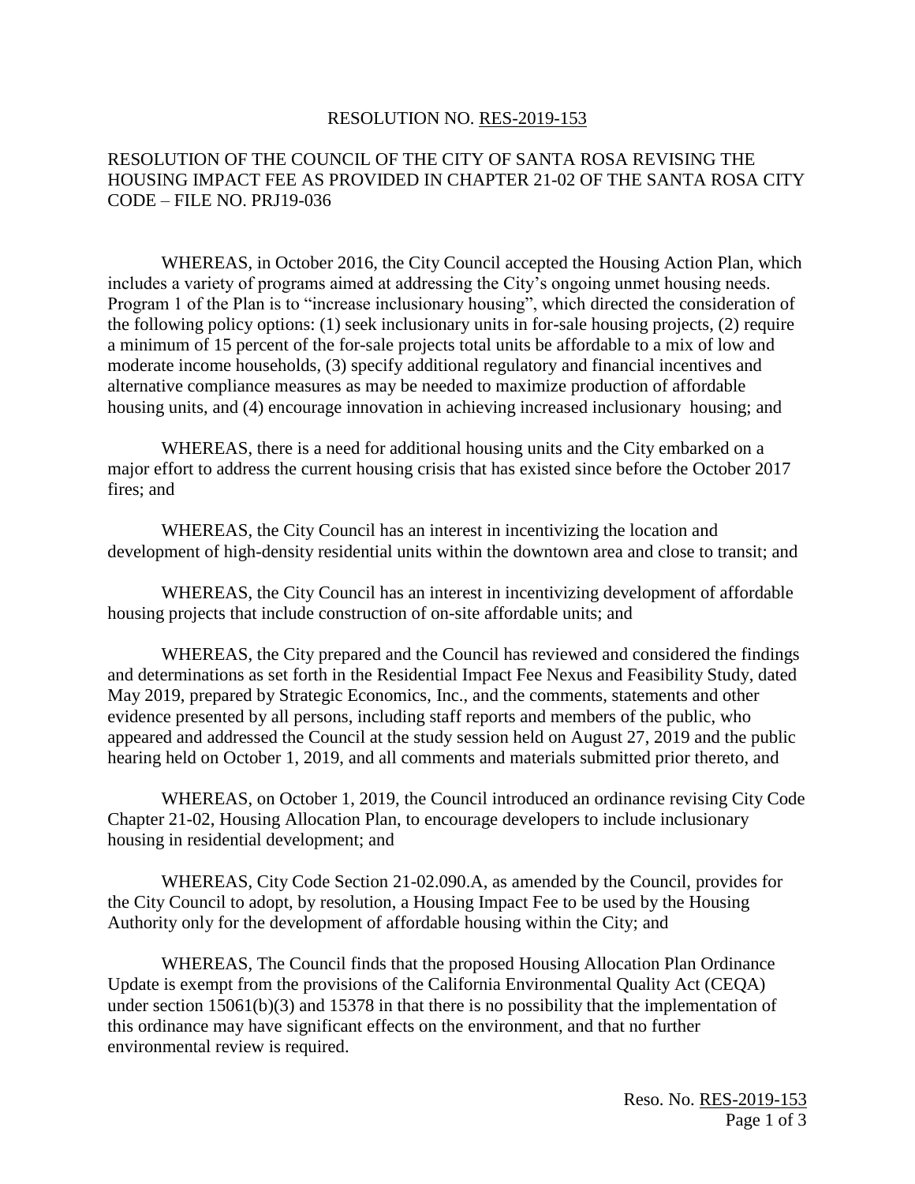RESOLUTION NO. RES-2019-153

RESOLUTION OF THE COUNCIL OF THE CITY OF SANTA ROSA REVISING THE HOUSING IMPACT FEE AS PROVIDED IN CHAPTER 21-02 OF THE SANTA ROSA CITY CODE – FILE NO. PRJ19-036

WHEREAS, in October 2016, the City Council accepted the Housing Action Plan, which includes a variety of programs aimed at addressing the City's ongoing unmet housing needs. Program 1 of the Plan is to "increase inclusionary housing", which directed the consideration of the following policy options: (1) seek inclusionary units in for-sale housing projects, (2) require a minimum of 15 percent of the for-sale projects total units be affordable to a mix of low and moderate income households, (3) specify additional regulatory and financial incentives and alternative compliance measures as may be needed to maximize production of affordable housing units, and (4) encourage innovation in achieving increased inclusionary housing; and

WHEREAS, there is a need for additional housing units and the City embarked on a major effort to address the current housing crisis that has existed since before the October 2017 fires; and

WHEREAS, the City Council has an interest in incentivizing the location and development of high-density residential units within the downtown area and close to transit; and

WHEREAS, the City Council has an interest in incentivizing development of affordable housing projects that include construction of on-site affordable units; and

WHEREAS, the City prepared and the Council has reviewed and considered the findings and determinations as set forth in the Residential Impact Fee Nexus and Feasibility Study, dated May 2019, prepared by Strategic Economics, Inc., and the comments, statements and other evidence presented by all persons, including staff reports and members of the public, who appeared and addressed the Council at the study session held on August 27, 2019 and the public hearing held on October 1, 2019, and all comments and materials submitted prior thereto, and

WHEREAS, on October 1, 2019, the Council introduced an ordinance revising City Code Chapter 21-02, Housing Allocation Plan, to encourage developers to include inclusionary housing in residential development; and

WHEREAS, City Code Section 21-02.090.A, as amended by the Council, provides for the City Council to adopt, by resolution, a Housing Impact Fee to be used by the Housing Authority only for the development of affordable housing within the City; and

WHEREAS, The Council finds that the proposed Housing Allocation Plan Ordinance Update is exempt from the provisions of the California Environmental Quality Act (CEQA) under section 15061(b)(3) and 15378 in that there is no possibility that the implementation of this ordinance may have significant effects on the environment, and that no further environmental review is required.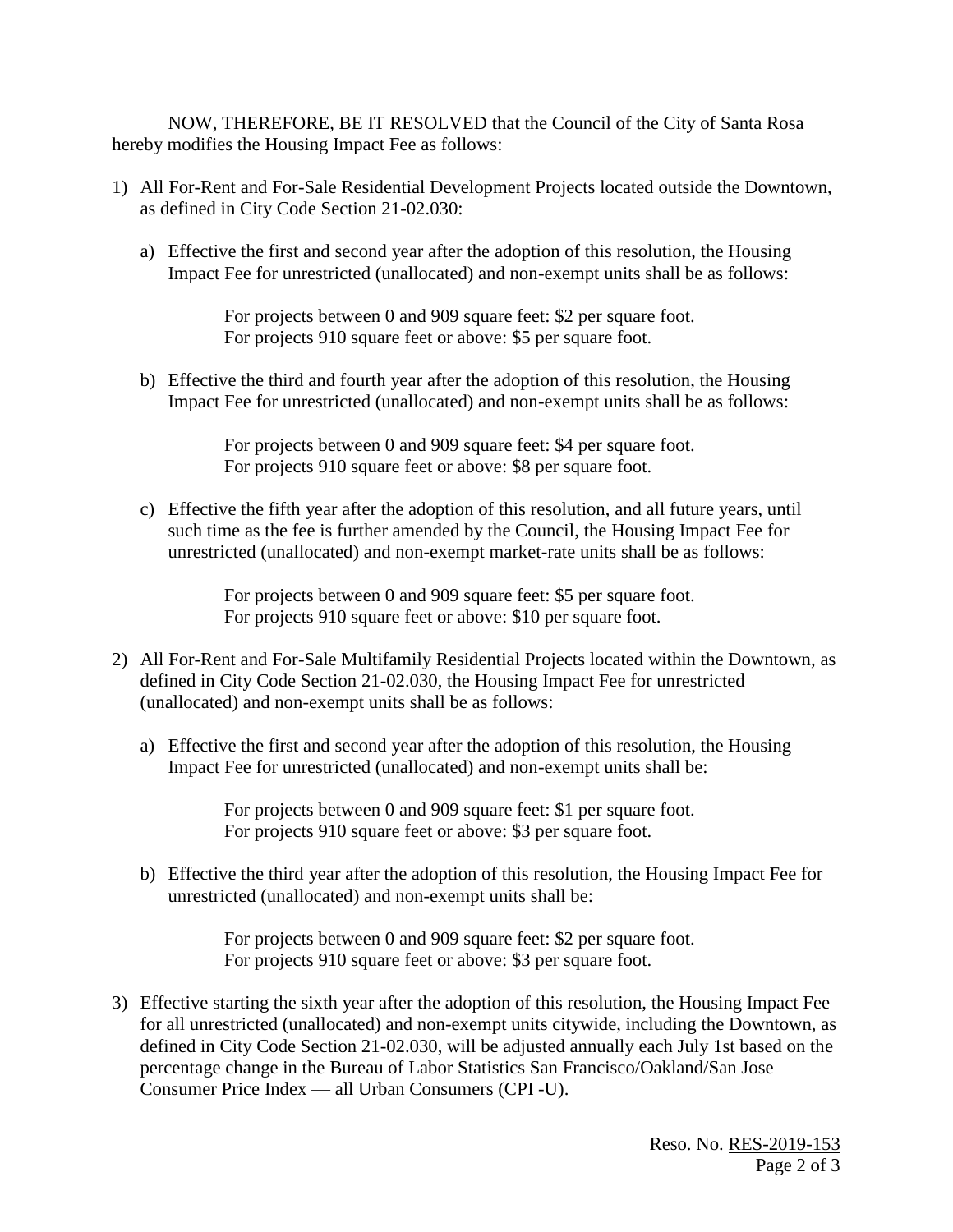NOW, THEREFORE, BE IT RESOLVED that the Council of the City of Santa Rosa hereby modifies the Housing Impact Fee as follows:

1) All For-Rent and For-Sale Residential Development Projects located outside the Downtown, as defined in City Code Section 21-02.030:

   a) Effective the first and second year after the adoption of this resolution, the Housing Impact Fee for unrestricted (unallocated) and non-exempt units shall be as follows:

      For projects between 0 and 909 square feet: $2 per square foot.
      For projects 910 square feet or above: $5 per square foot.

   b) Effective the third and fourth year after the adoption of this resolution, the Housing Impact Fee for unrestricted (unallocated) and non-exempt units shall be as follows:

      For projects between 0 and 909 square feet: $4 per square foot.
      For projects 910 square feet or above: $8 per square foot.

   c) Effective the fifth year after the adoption of this resolution, and all future years, until such time as the fee is further amended by the Council, the Housing Impact Fee for unrestricted (unallocated) and non-exempt market-rate units shall be as follows:

      For projects between 0 and 909 square feet: $5 per square foot.
      For projects 910 square feet or above: $10 per square foot.

2) All For-Rent and For-Sale Multifamily Residential Projects located within the Downtown, as defined in City Code Section 21-02.030, the Housing Impact Fee for unrestricted (unallocated) and non-exempt units shall be as follows:

   a) Effective the first and second year after the adoption of this resolution, the Housing Impact Fee for unrestricted (unallocated) and non-exempt units shall be:

      For projects between 0 and 909 square feet: $1 per square foot.
      For projects 910 square feet or above: $3 per square foot.

   b) Effective the third year after the adoption of this resolution, the Housing Impact Fee for unrestricted (unallocated) and non-exempt units shall be:

      For projects between 0 and 909 square feet: $2 per square foot.
      For projects 910 square feet or above: $3 per square foot.

3) Effective starting the sixth year after the adoption of this resolution, the Housing Impact Fee for all unrestricted (unallocated) and non-exempt units citywide, including the Downtown, as defined in City Code Section 21-02.030, will be adjusted annually each July 1st based on the percentage change in the Bureau of Labor Statistics San Francisco/Oakland/San Jose Consumer Price Index — all Urban Consumers (CPI -U).

Reso. No. RES-2019-153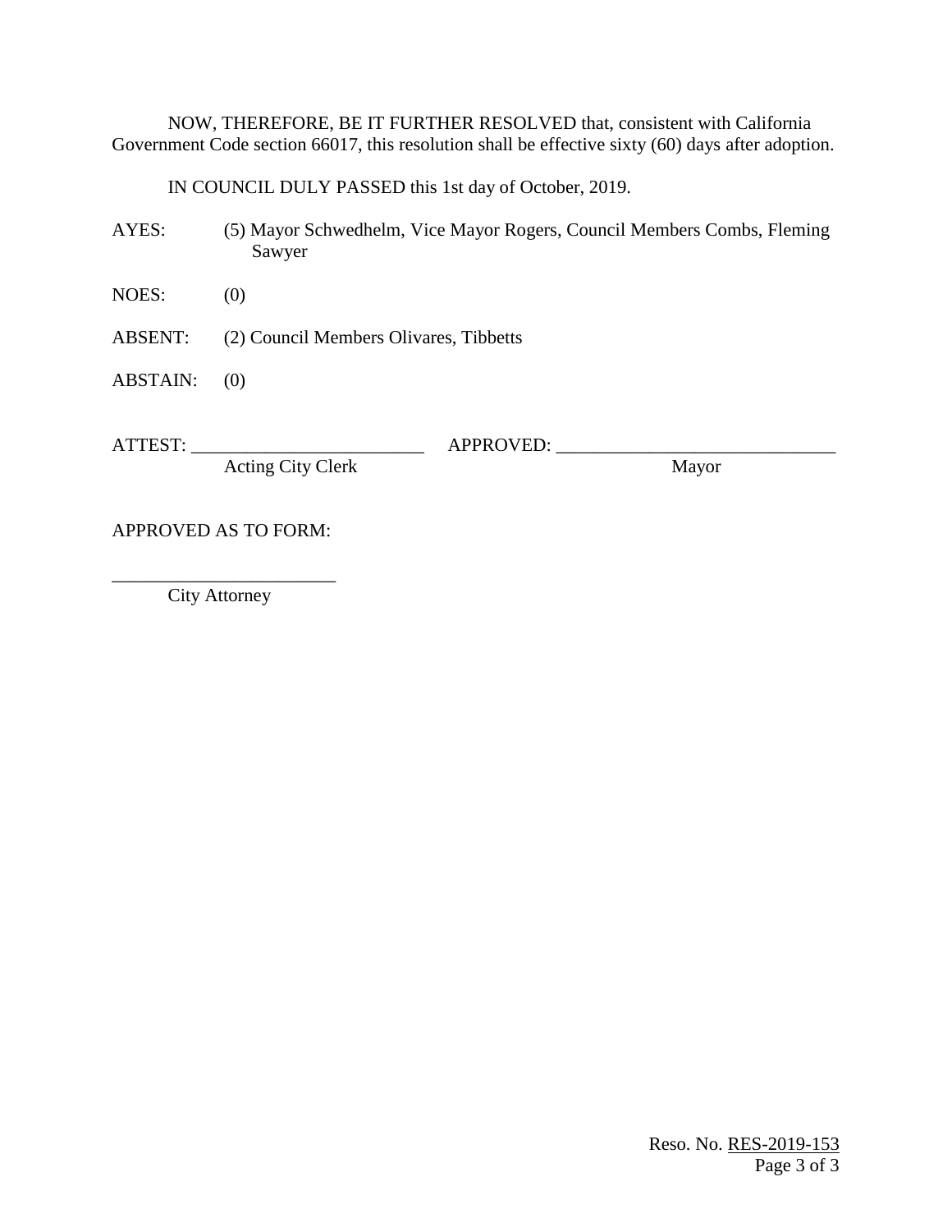NOW, THEREFORE, BE IT FURTHER RESOLVED that, consistent with California Government Code section 66017, this resolution shall be effective sixty (60) days after adoption.

IN COUNCIL DULY PASSED this 1st day of October, 2019.

AYES: (5) Mayor Schwedhelm, Vice Mayor Rogers, Council Members Combs, Fleming Sawyer

NOES: (0)

ABSENT: (2) Council Members Olivares, Tibbetts

ABSTAIN: (0)

ATTEST: ________________________ APPROVED: ____________________________

Acting City Clerk                                        Mayor

APPROVED AS TO FORM:

________________________

City Attorney

Reso. No. RES-2019-153